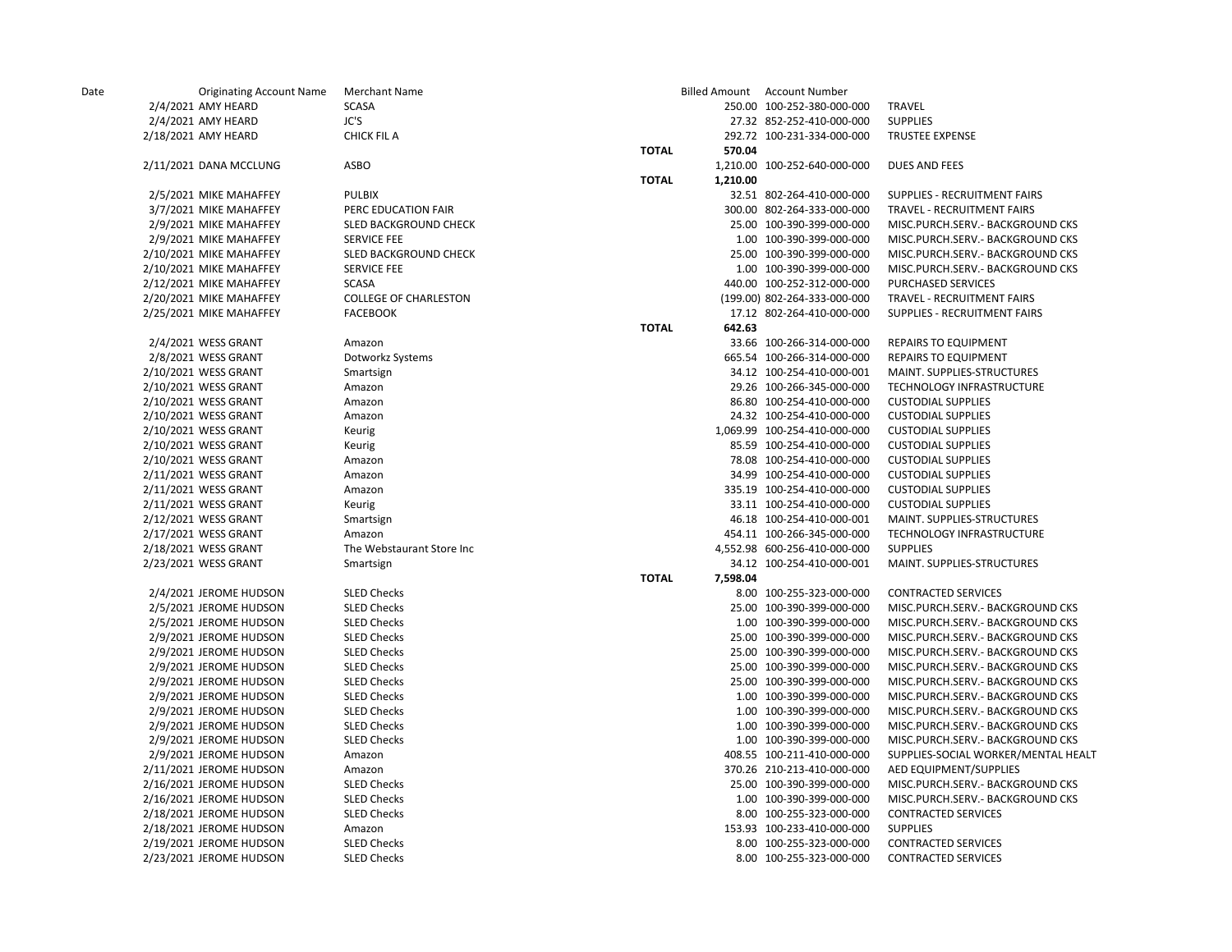| Date | Originating Account Name | Merchant Name | | Billed Amount | Account Number | |
|---|---|---|---|---|---|---|
| 2/4/2021 | AMY HEARD | SCASA | | 250.00 | 100-252-380-000-000 | TRAVEL |
| 2/4/2021 | AMY HEARD | JC'S | | 27.32 | 852-252-410-000-000 | SUPPLIES |
| 2/18/2021 | AMY HEARD | CHICK FIL A | | 292.72 | 100-231-334-000-000 | TRUSTEE EXPENSE |
| | | | TOTAL | 570.04 | | |
| 2/11/2021 | DANA MCCLUNG | ASBO | | 1,210.00 | 100-252-640-000-000 | DUES AND FEES |
| | | | TOTAL | 1,210.00 | | |
| 2/5/2021 | MIKE MAHAFFEY | PULBIX | | 32.51 | 802-264-410-000-000 | SUPPLIES - RECRUITMENT FAIRS |
| 3/7/2021 | MIKE MAHAFFEY | PERC EDUCATION FAIR | | 300.00 | 802-264-333-000-000 | TRAVEL - RECRUITMENT FAIRS |
| 2/9/2021 | MIKE MAHAFFEY | SLED BACKGROUND CHECK | | 25.00 | 100-390-399-000-000 | MISC.PURCH.SERV.- BACKGROUND CKS |
| 2/9/2021 | MIKE MAHAFFEY | SERVICE FEE | | 1.00 | 100-390-399-000-000 | MISC.PURCH.SERV.- BACKGROUND CKS |
| 2/10/2021 | MIKE MAHAFFEY | SLED BACKGROUND CHECK | | 25.00 | 100-390-399-000-000 | MISC.PURCH.SERV.- BACKGROUND CKS |
| 2/10/2021 | MIKE MAHAFFEY | SERVICE FEE | | 1.00 | 100-390-399-000-000 | MISC.PURCH.SERV.- BACKGROUND CKS |
| 2/12/2021 | MIKE MAHAFFEY | SCASA | | 440.00 | 100-252-312-000-000 | PURCHASED SERVICES |
| 2/20/2021 | MIKE MAHAFFEY | COLLEGE OF CHARLESTON | | (199.00) | 802-264-333-000-000 | TRAVEL - RECRUITMENT FAIRS |
| 2/25/2021 | MIKE MAHAFFEY | FACEBOOK | | 17.12 | 802-264-410-000-000 | SUPPLIES - RECRUITMENT FAIRS |
| | | | TOTAL | 642.63 | | |
| 2/4/2021 | WESS GRANT | Amazon | | 33.66 | 100-266-314-000-000 | REPAIRS TO EQUIPMENT |
| 2/8/2021 | WESS GRANT | Dotworkz Systems | | 665.54 | 100-266-314-000-000 | REPAIRS TO EQUIPMENT |
| 2/10/2021 | WESS GRANT | Smartsign | | 34.12 | 100-254-410-000-001 | MAINT. SUPPLIES-STRUCTURES |
| 2/10/2021 | WESS GRANT | Amazon | | 29.26 | 100-266-345-000-000 | TECHNOLOGY INFRASTRUCTURE |
| 2/10/2021 | WESS GRANT | Amazon | | 86.80 | 100-254-410-000-000 | CUSTODIAL SUPPLIES |
| 2/10/2021 | WESS GRANT | Amazon | | 24.32 | 100-254-410-000-000 | CUSTODIAL SUPPLIES |
| 2/10/2021 | WESS GRANT | Keurig | | 1,069.99 | 100-254-410-000-000 | CUSTODIAL SUPPLIES |
| 2/10/2021 | WESS GRANT | Keurig | | 85.59 | 100-254-410-000-000 | CUSTODIAL SUPPLIES |
| 2/10/2021 | WESS GRANT | Amazon | | 78.08 | 100-254-410-000-000 | CUSTODIAL SUPPLIES |
| 2/11/2021 | WESS GRANT | Amazon | | 34.99 | 100-254-410-000-000 | CUSTODIAL SUPPLIES |
| 2/11/2021 | WESS GRANT | Amazon | | 335.19 | 100-254-410-000-000 | CUSTODIAL SUPPLIES |
| 2/11/2021 | WESS GRANT | Keurig | | 33.11 | 100-254-410-000-000 | CUSTODIAL SUPPLIES |
| 2/12/2021 | WESS GRANT | Smartsign | | 46.18 | 100-254-410-000-001 | MAINT. SUPPLIES-STRUCTURES |
| 2/17/2021 | WESS GRANT | Amazon | | 454.11 | 100-266-345-000-000 | TECHNOLOGY INFRASTRUCTURE |
| 2/18/2021 | WESS GRANT | The Webstaurant Store Inc | | 4,552.98 | 600-256-410-000-000 | SUPPLIES |
| 2/23/2021 | WESS GRANT | Smartsign | | 34.12 | 100-254-410-000-001 | MAINT. SUPPLIES-STRUCTURES |
| | | | TOTAL | 7,598.04 | | |
| 2/4/2021 | JEROME HUDSON | SLED Checks | | 8.00 | 100-255-323-000-000 | CONTRACTED SERVICES |
| 2/5/2021 | JEROME HUDSON | SLED Checks | | 25.00 | 100-390-399-000-000 | MISC.PURCH.SERV.- BACKGROUND CKS |
| 2/5/2021 | JEROME HUDSON | SLED Checks | | 1.00 | 100-390-399-000-000 | MISC.PURCH.SERV.- BACKGROUND CKS |
| 2/9/2021 | JEROME HUDSON | SLED Checks | | 25.00 | 100-390-399-000-000 | MISC.PURCH.SERV.- BACKGROUND CKS |
| 2/9/2021 | JEROME HUDSON | SLED Checks | | 25.00 | 100-390-399-000-000 | MISC.PURCH.SERV.- BACKGROUND CKS |
| 2/9/2021 | JEROME HUDSON | SLED Checks | | 25.00 | 100-390-399-000-000 | MISC.PURCH.SERV.- BACKGROUND CKS |
| 2/9/2021 | JEROME HUDSON | SLED Checks | | 25.00 | 100-390-399-000-000 | MISC.PURCH.SERV.- BACKGROUND CKS |
| 2/9/2021 | JEROME HUDSON | SLED Checks | | 1.00 | 100-390-399-000-000 | MISC.PURCH.SERV.- BACKGROUND CKS |
| 2/9/2021 | JEROME HUDSON | SLED Checks | | 1.00 | 100-390-399-000-000 | MISC.PURCH.SERV.- BACKGROUND CKS |
| 2/9/2021 | JEROME HUDSON | SLED Checks | | 1.00 | 100-390-399-000-000 | MISC.PURCH.SERV.- BACKGROUND CKS |
| 2/9/2021 | JEROME HUDSON | SLED Checks | | 1.00 | 100-390-399-000-000 | MISC.PURCH.SERV.- BACKGROUND CKS |
| 2/9/2021 | JEROME HUDSON | Amazon | | 408.55 | 100-211-410-000-000 | SUPPLIES-SOCIAL WORKER/MENTAL HEALT |
| 2/11/2021 | JEROME HUDSON | Amazon | | 370.26 | 210-213-410-000-000 | AED EQUIPMENT/SUPPLIES |
| 2/16/2021 | JEROME HUDSON | SLED Checks | | 25.00 | 100-390-399-000-000 | MISC.PURCH.SERV.- BACKGROUND CKS |
| 2/16/2021 | JEROME HUDSON | SLED Checks | | 1.00 | 100-390-399-000-000 | MISC.PURCH.SERV.- BACKGROUND CKS |
| 2/18/2021 | JEROME HUDSON | SLED Checks | | 8.00 | 100-255-323-000-000 | CONTRACTED SERVICES |
| 2/18/2021 | JEROME HUDSON | Amazon | | 153.93 | 100-233-410-000-000 | SUPPLIES |
| 2/19/2021 | JEROME HUDSON | SLED Checks | | 8.00 | 100-255-323-000-000 | CONTRACTED SERVICES |
| 2/23/2021 | JEROME HUDSON | SLED Checks | | 8.00 | 100-255-323-000-000 | CONTRACTED SERVICES |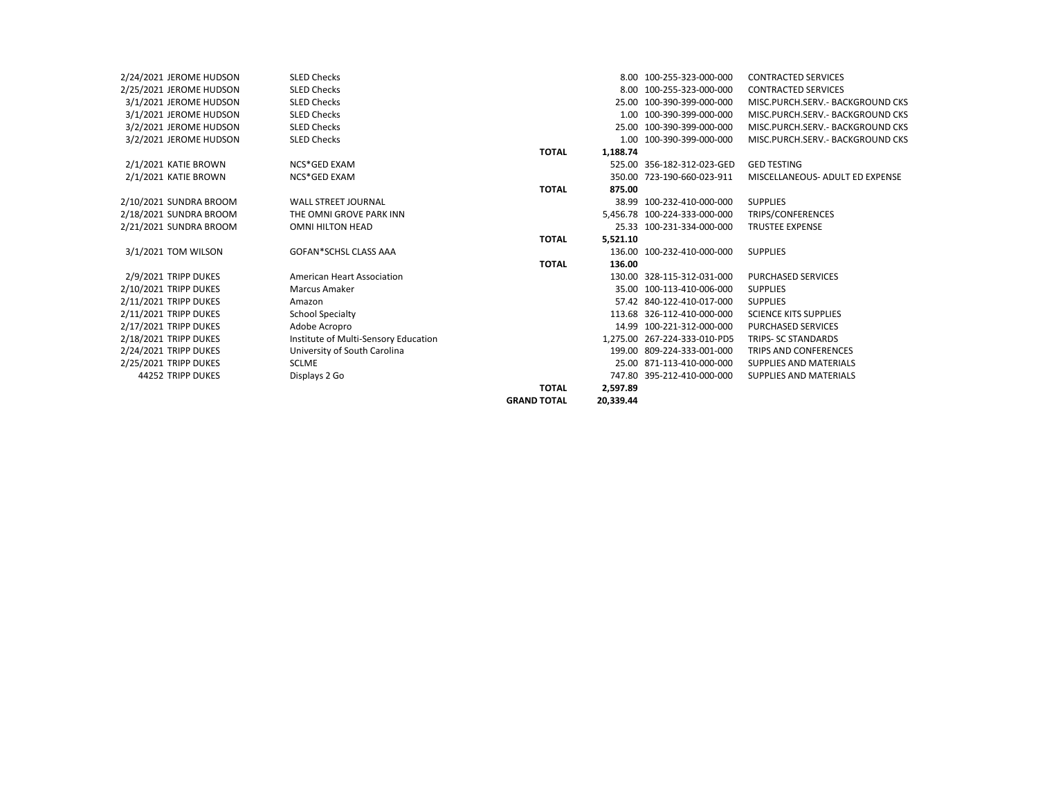| | | | | | | |
|---|---|---|---|---|---|---|
| 2/24/2021 | JEROME HUDSON | SLED Checks | | 8.00 | 100-255-323-000-000 | CONTRACTED SERVICES |
| 2/25/2021 | JEROME HUDSON | SLED Checks | | 8.00 | 100-255-323-000-000 | CONTRACTED SERVICES |
| 3/1/2021 | JEROME HUDSON | SLED Checks | | 25.00 | 100-390-399-000-000 | MISC.PURCH.SERV.- BACKGROUND CKS |
| 3/1/2021 | JEROME HUDSON | SLED Checks | | 1.00 | 100-390-399-000-000 | MISC.PURCH.SERV.- BACKGROUND CKS |
| 3/2/2021 | JEROME HUDSON | SLED Checks | | 25.00 | 100-390-399-000-000 | MISC.PURCH.SERV.- BACKGROUND CKS |
| 3/2/2021 | JEROME HUDSON | SLED Checks | | 1.00 | 100-390-399-000-000 | MISC.PURCH.SERV.- BACKGROUND CKS |
| | | | **TOTAL** | **1,188.74** | | |
| 2/1/2021 | KATIE BROWN | NCS*GED EXAM | | 525.00 | 356-182-312-023-GED | GED TESTING |
| 2/1/2021 | KATIE BROWN | NCS*GED EXAM | | 350.00 | 723-190-660-023-911 | MISCELLANEOUS- ADULT ED EXPENSE |
| | | | **TOTAL** | **875.00** | | |
| 2/10/2021 | SUNDRA BROOM | WALL STREET JOURNAL | | 38.99 | 100-232-410-000-000 | SUPPLIES |
| 2/18/2021 | SUNDRA BROOM | THE OMNI GROVE PARK INN | | 5,456.78 | 100-224-333-000-000 | TRIPS/CONFERENCES |
| 2/21/2021 | SUNDRA BROOM | OMNI HILTON HEAD | | 25.33 | 100-231-334-000-000 | TRUSTEE EXPENSE |
| | | | **TOTAL** | **5,521.10** | | |
| 3/1/2021 | TOM WILSON | GOFAN*SCHSL CLASS AAA | | 136.00 | 100-232-410-000-000 | SUPPLIES |
| | | | **TOTAL** | **136.00** | | |
| 2/9/2021 | TRIPP DUKES | American Heart Association | | 130.00 | 328-115-312-031-000 | PURCHASED SERVICES |
| 2/10/2021 | TRIPP DUKES | Marcus Amaker | | 35.00 | 100-113-410-006-000 | SUPPLIES |
| 2/11/2021 | TRIPP DUKES | Amazon | | 57.42 | 840-122-410-017-000 | SUPPLIES |
| 2/11/2021 | TRIPP DUKES | School Specialty | | 113.68 | 326-112-410-000-000 | SCIENCE KITS SUPPLIES |
| 2/17/2021 | TRIPP DUKES | Adobe Acropro | | 14.99 | 100-221-312-000-000 | PURCHASED SERVICES |
| 2/18/2021 | TRIPP DUKES | Institute of Multi-Sensory Education | | 1,275.00 | 267-224-333-010-PD5 | TRIPS- SC STANDARDS |
| 2/24/2021 | TRIPP DUKES | University of South Carolina | | 199.00 | 809-224-333-001-000 | TRIPS AND CONFERENCES |
| 2/25/2021 | TRIPP DUKES | SCLME | | 25.00 | 871-113-410-000-000 | SUPPLIES AND MATERIALS |
| 44252 | TRIPP DUKES | Displays 2 Go | | 747.80 | 395-212-410-000-000 | SUPPLIES AND MATERIALS |
| | | | **TOTAL** | **2,597.89** | | |
| | | | **GRAND TOTAL** | **20,339.44** | | |